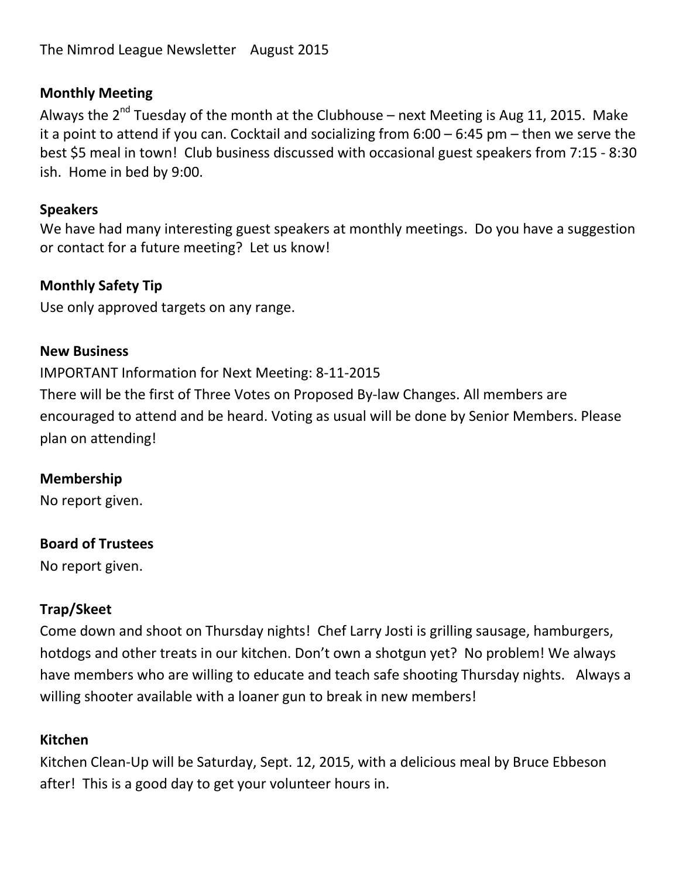The Nimrod League Newsletter August 2015

**Monthly Meeting**

Always the 2nd Tuesday of the month at the Clubhouse – next Meeting is Aug 11, 2015. Make it a point to attend if you can. Cocktail and socializing from 6:00 – 6:45 pm – then we serve the best $5 meal in town! Club business discussed with occasional guest speakers from 7:15 - 8:30 ish. Home in bed by 9:00.

**Speakers**

We have had many interesting guest speakers at monthly meetings. Do you have a suggestion or contact for a future meeting? Let us know!

**Monthly Safety Tip**

Use only approved targets on any range.

**New Business**

IMPORTANT Information for Next Meeting: 8-11-2015
There will be the first of Three Votes on Proposed By-law Changes. All members are encouraged to attend and be heard. Voting as usual will be done by Senior Members. Please plan on attending!

**Membership**

No report given.

**Board of Trustees**

No report given.

**Trap/Skeet**

Come down and shoot on Thursday nights! Chef Larry Josti is grilling sausage, hamburgers, hotdogs and other treats in our kitchen. Don't own a shotgun yet? No problem! We always have members who are willing to educate and teach safe shooting Thursday nights. Always a willing shooter available with a loaner gun to break in new members!

**Kitchen**

Kitchen Clean-Up will be Saturday, Sept. 12, 2015, with a delicious meal by Bruce Ebbeson after! This is a good day to get your volunteer hours in.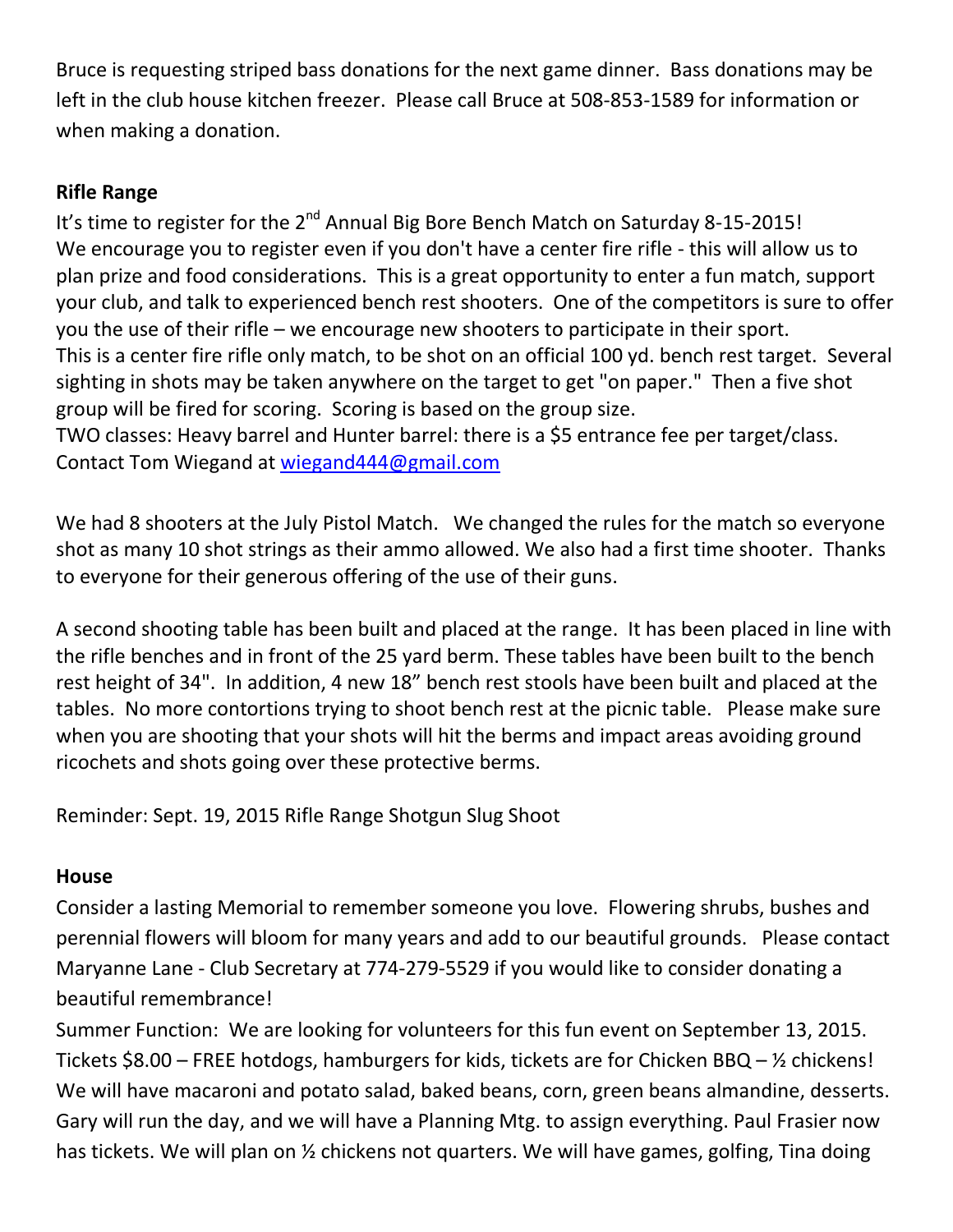Bruce is requesting striped bass donations for the next game dinner. Bass donations may be left in the club house kitchen freezer. Please call Bruce at 508-853-1589 for information or when making a donation.

**Rifle Range**

It's time to register for the 2nd Annual Big Bore Bench Match on Saturday 8-15-2015!
We encourage you to register even if you don't have a center fire rifle - this will allow us to plan prize and food considerations. This is a great opportunity to enter a fun match, support your club, and talk to experienced bench rest shooters. One of the competitors is sure to offer you the use of their rifle – we encourage new shooters to participate in their sport.
This is a center fire rifle only match, to be shot on an official 100 yd. bench rest target. Several sighting in shots may be taken anywhere on the target to get "on paper." Then a five shot group will be fired for scoring. Scoring is based on the group size.
TWO classes: Heavy barrel and Hunter barrel: there is a $5 entrance fee per target/class.
Contact Tom Wiegand at wiegand444@gmail.com

We had 8 shooters at the July Pistol Match. We changed the rules for the match so everyone shot as many 10 shot strings as their ammo allowed. We also had a first time shooter. Thanks to everyone for their generous offering of the use of their guns.

A second shooting table has been built and placed at the range. It has been placed in line with the rifle benches and in front of the 25 yard berm. These tables have been built to the bench rest height of 34". In addition, 4 new 18" bench rest stools have been built and placed at the tables. No more contortions trying to shoot bench rest at the picnic table. Please make sure when you are shooting that your shots will hit the berms and impact areas avoiding ground ricochets and shots going over these protective berms.

Reminder: Sept. 19, 2015 Rifle Range Shotgun Slug Shoot

**House**

Consider a lasting Memorial to remember someone you love. Flowering shrubs, bushes and perennial flowers will bloom for many years and add to our beautiful grounds. Please contact Maryanne Lane - Club Secretary at 774-279-5529 if you would like to consider donating a beautiful remembrance!
Summer Function: We are looking for volunteers for this fun event on September 13, 2015. Tickets $8.00 – FREE hotdogs, hamburgers for kids, tickets are for Chicken BBQ – ½ chickens! We will have macaroni and potato salad, baked beans, corn, green beans almandine, desserts. Gary will run the day, and we will have a Planning Mtg. to assign everything. Paul Frasier now has tickets. We will plan on ½ chickens not quarters. We will have games, golfing, Tina doing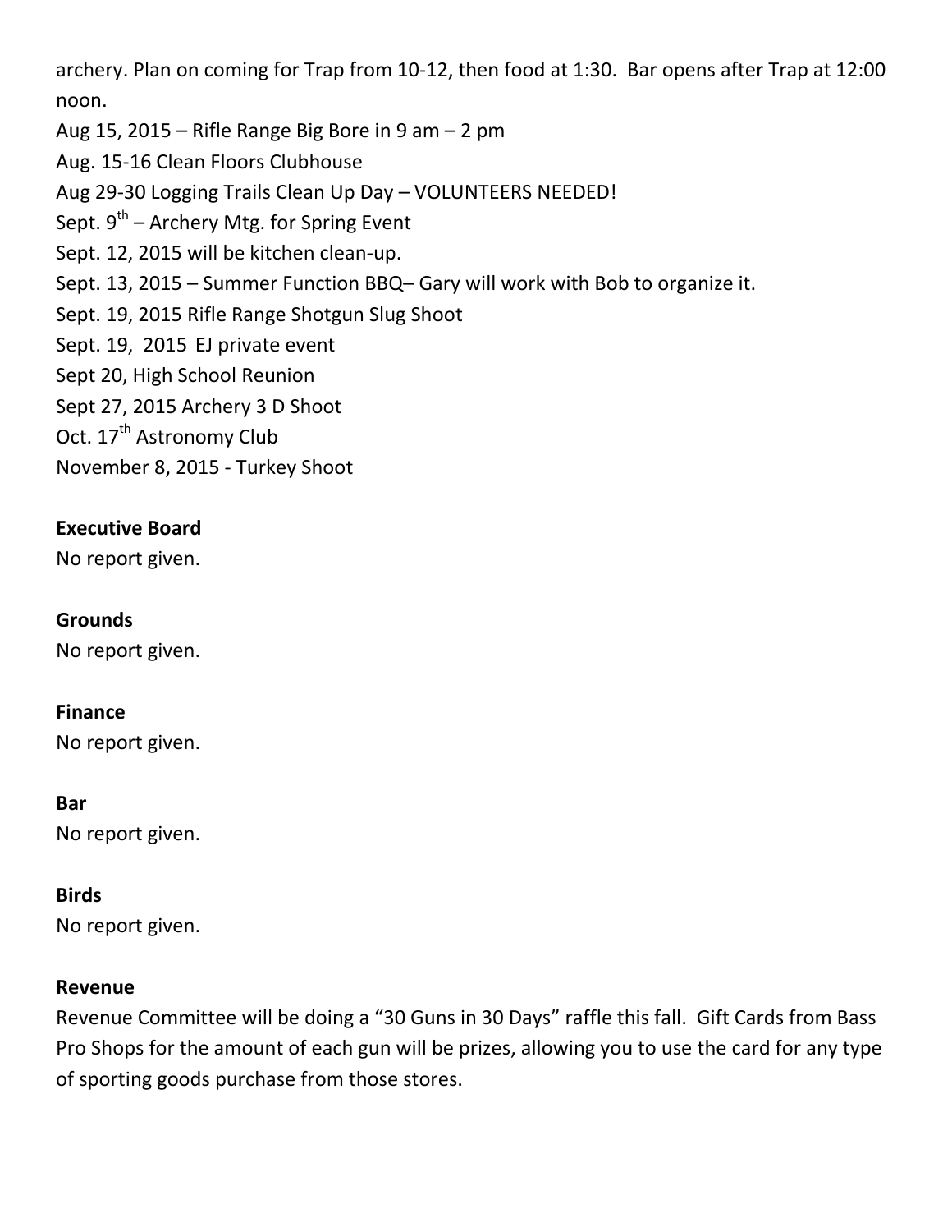archery. Plan on coming for Trap from 10-12, then food at 1:30. Bar opens after Trap at 12:00 noon.

Aug 15, 2015 – Rifle Range Big Bore in 9 am – 2 pm
Aug. 15-16 Clean Floors Clubhouse
Aug 29-30 Logging Trails Clean Up Day – VOLUNTEERS NEEDED!
Sept. 9th – Archery Mtg. for Spring Event
Sept. 12, 2015 will be kitchen clean-up.
Sept. 13, 2015 – Summer Function BBQ– Gary will work with Bob to organize it.
Sept. 19, 2015 Rifle Range Shotgun Slug Shoot
Sept. 19, 2015 EJ private event
Sept 20, High School Reunion
Sept 27, 2015 Archery 3 D Shoot
Oct. 17th Astronomy Club
November 8, 2015 - Turkey Shoot

**Executive Board**
No report given.

**Grounds**
No report given.

**Finance**
No report given.

**Bar**
No report given.

**Birds**
No report given.

**Revenue**
Revenue Committee will be doing a "30 Guns in 30 Days" raffle this fall. Gift Cards from Bass Pro Shops for the amount of each gun will be prizes, allowing you to use the card for any type of sporting goods purchase from those stores.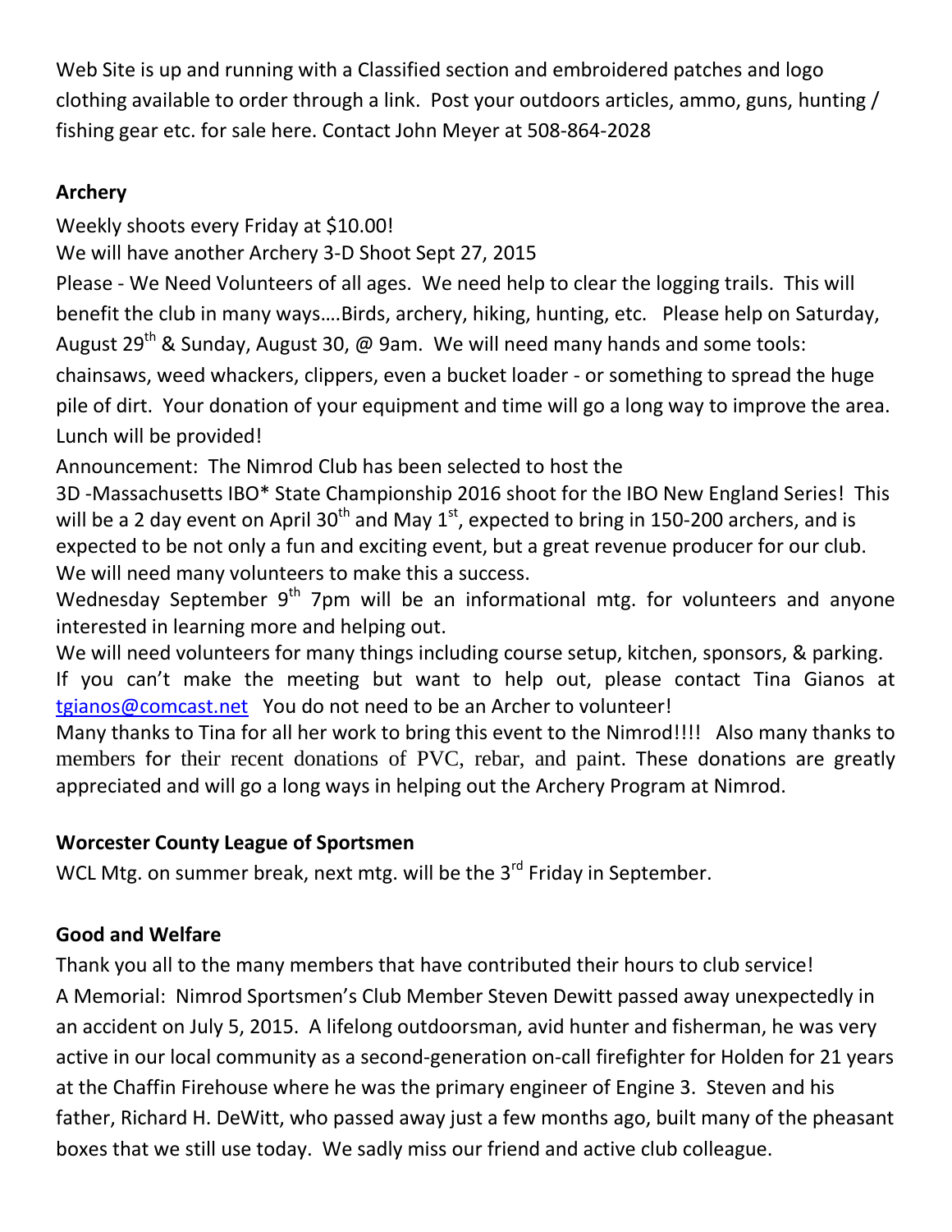Web Site is up and running with a Classified section and embroidered patches and logo clothing available to order through a link. Post your outdoors articles, ammo, guns, hunting / fishing gear etc. for sale here. Contact John Meyer at 508-864-2028

**Archery**

Weekly shoots every Friday at $10.00!

We will have another Archery 3-D Shoot Sept 27, 2015

Please - We Need Volunteers of all ages. We need help to clear the logging trails. This will benefit the club in many ways….Birds, archery, hiking, hunting, etc. Please help on Saturday, August 29th & Sunday, August 30, @ 9am. We will need many hands and some tools: chainsaws, weed whackers, clippers, even a bucket loader - or something to spread the huge pile of dirt. Your donation of your equipment and time will go a long way to improve the area. Lunch will be provided!

Announcement: The Nimrod Club has been selected to host the 3D -Massachusetts IBO* State Championship 2016 shoot for the IBO New England Series! This will be a 2 day event on April 30th and May 1st, expected to bring in 150-200 archers, and is expected to be not only a fun and exciting event, but a great revenue producer for our club. We will need many volunteers to make this a success.

Wednesday September 9th 7pm will be an informational mtg. for volunteers and anyone interested in learning more and helping out.

We will need volunteers for many things including course setup, kitchen, sponsors, & parking. If you can't make the meeting but want to help out, please contact Tina Gianos at tgianos@comcast.net You do not need to be an Archer to volunteer!

Many thanks to Tina for all her work to bring this event to the Nimrod!!!! Also many thanks to members for their recent donations of PVC, rebar, and paint. These donations are greatly appreciated and will go a long ways in helping out the Archery Program at Nimrod.

**Worcester County League of Sportsmen**

WCL Mtg. on summer break, next mtg. will be the 3rd Friday in September.

**Good and Welfare**

Thank you all to the many members that have contributed their hours to club service!

A Memorial: Nimrod Sportsmen's Club Member Steven Dewitt passed away unexpectedly in an accident on July 5, 2015. A lifelong outdoorsman, avid hunter and fisherman, he was very active in our local community as a second-generation on-call firefighter for Holden for 21 years at the Chaffin Firehouse where he was the primary engineer of Engine 3. Steven and his father, Richard H. DeWitt, who passed away just a few months ago, built many of the pheasant boxes that we still use today. We sadly miss our friend and active club colleague.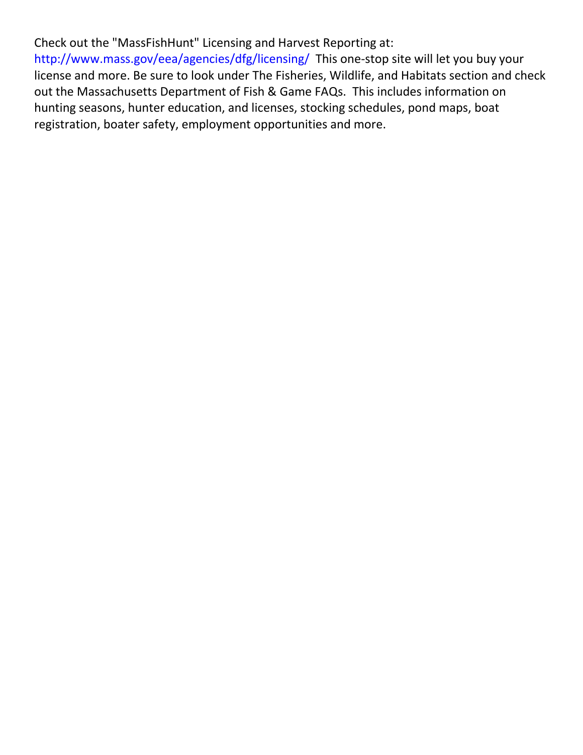Check out the "MassFishHunt" Licensing and Harvest Reporting at: [http://www.mass.gov/eea/agencies/dfg/licensing/](http://www.mass.gov/eea/agencies/dfg/licensing/) This one-stop site will let you buy your license and more. Be sure to look under The Fisheries, Wildlife, and Habitats section and check out the Massachusetts Department of Fish & Game FAQs. This includes information on hunting seasons, hunter education, and licenses, stocking schedules, pond maps, boat registration, boater safety, employment opportunities and more.